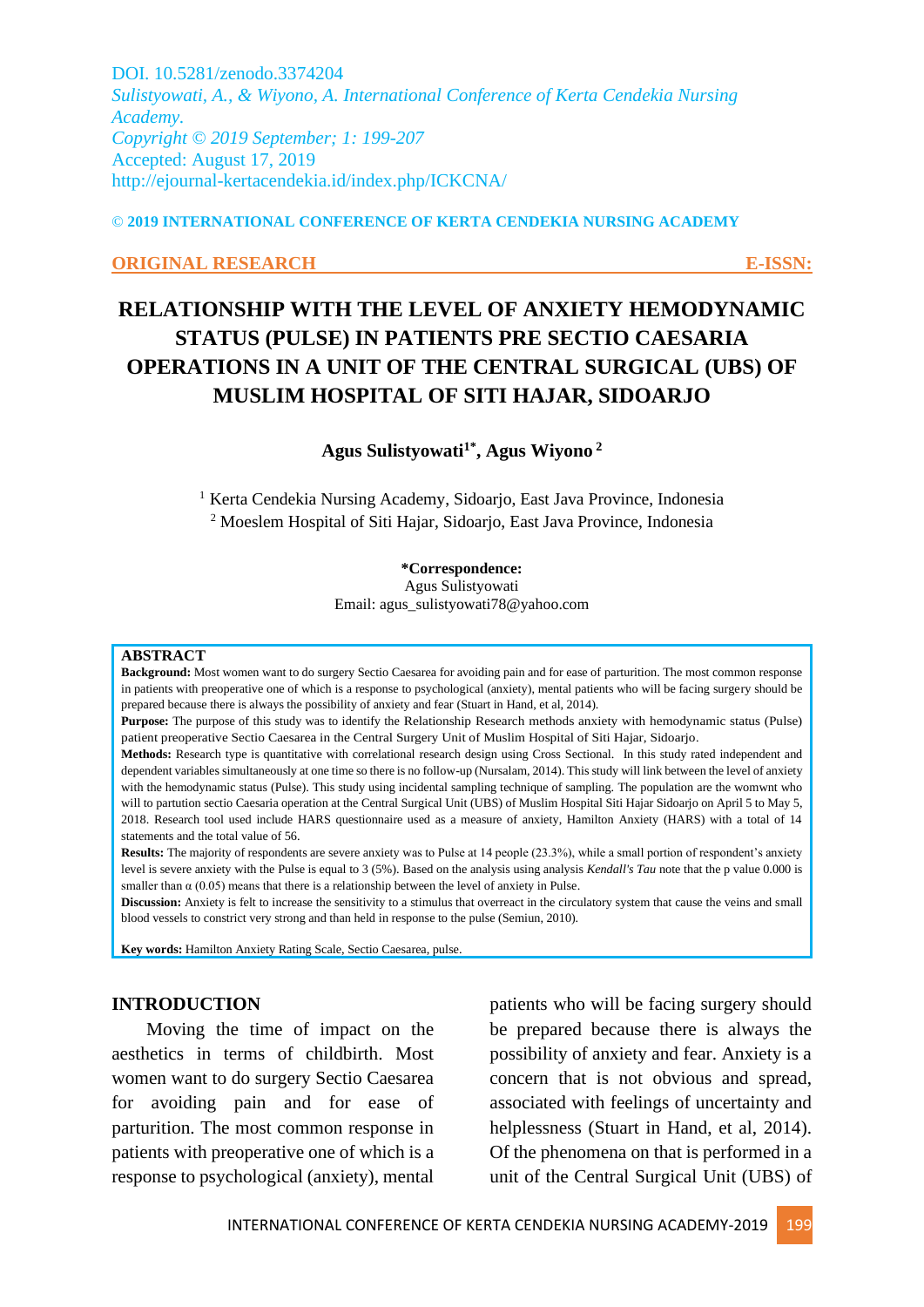DOI. 10.5281/zenodo.3374204
*Sulistyowati, A., & Wiyono, A. International Conference of Kerta Cendekia Nursing Academy.*
*Copyright © 2019 September; 1: 199-207*
Accepted: August 17, 2019
http://ejournal-kertacendekia.id/index.php/ICKCNA/

**© 2019 INTERNATIONAL CONFERENCE OF KERTA CENDEKIA NURSING ACADEMY**

**ORIGINAL RESEARCH** **E-ISSN:**

# RELATIONSHIP WITH THE LEVEL OF ANXIETY HEMODYNAMIC STATUS (PULSE) IN PATIENTS PRE SECTIO CAESARIA OPERATIONS IN A UNIT OF THE CENTRAL SURGICAL (UBS) OF MUSLIM HOSPITAL OF SITI HAJAR, SIDOARJO

**Agus Sulistyowati[1*], Agus Wiyono [2]**

[1] Kerta Cendekia Nursing Academy, Sidoarjo, East Java Province, Indonesia
[2] Moeslem Hospital of Siti Hajar, Sidoarjo, East Java Province, Indonesia

**\*Correspondence:**
Agus Sulistyowati
Email: agus_sulistyowati78@yahoo.com

## ABSTRACT

**Background:** Most women want to do surgery Sectio Caesarea for avoiding pain and for ease of parturition. The most common response in patients with preoperative one of which is a response to psychological (anxiety), mental patients who will be facing surgery should be prepared because there is always the possibility of anxiety and fear (Stuart in Hand, et al, 2014).

**Purpose:** The purpose of this study was to identify the Relationship Research methods anxiety with hemodynamic status (Pulse) patient preoperative Sectio Caesarea in the Central Surgery Unit of Muslim Hospital of Siti Hajar, Sidoarjo.

**Methods:** Research type is quantitative with correlational research design using Cross Sectional. In this study rated independent and dependent variables simultaneously at one time so there is no follow-up (Nursalam, 2014). This study will link between the level of anxiety with the hemodynamic status (Pulse). This study using incidental sampling technique of sampling. The population are the womwnt who will to partution sectio Caesaria operation at the Central Surgical Unit (UBS) of Muslim Hospital Siti Hajar Sidoarjo on April 5 to May 5, 2018. Research tool used include HARS questionnaire used as a measure of anxiety, Hamilton Anxiety (HARS) with a total of 14 statements and the total value of 56.

**Results:** The majority of respondents are severe anxiety was to Pulse at 14 people (23.3%), while a small portion of respondent's anxiety level is severe anxiety with the Pulse is equal to 3 (5%). Based on the analysis using analysis *Kendall's Tau* note that the p value 0.000 is smaller than α (0.05) means that there is a relationship between the level of anxiety in Pulse.

**Discussion:** Anxiety is felt to increase the sensitivity to a stimulus that overreact in the circulatory system that cause the veins and small blood vessels to constrict very strong and than held in response to the pulse (Semiun, 2010).

**Key words:** Hamilton Anxiety Rating Scale, Sectio Caesarea, pulse.

## INTRODUCTION

Moving the time of impact on the aesthetics in terms of childbirth. Most women want to do surgery Sectio Caesarea for avoiding pain and for ease of parturition. The most common response in patients with preoperative one of which is a response to psychological (anxiety), mental patients who will be facing surgery should be prepared because there is always the possibility of anxiety and fear. Anxiety is a concern that is not obvious and spread, associated with feelings of uncertainty and helplessness (Stuart in Hand, et al, 2014). Of the phenomena on that is performed in a unit of the Central Surgical Unit (UBS) of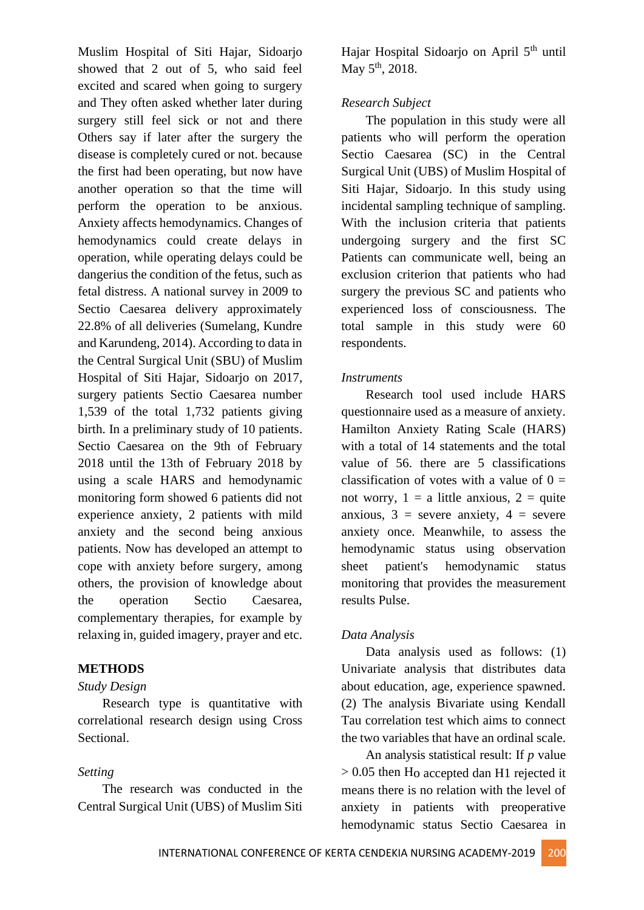Muslim Hospital of Siti Hajar, Sidoarjo showed that 2 out of 5, who said feel excited and scared when going to surgery and They often asked whether later during surgery still feel sick or not and there Others say if later after the surgery the disease is completely cured or not. because the first had been operating, but now have another operation so that the time will perform the operation to be anxious. Anxiety affects hemodynamics. Changes of hemodynamics could create delays in operation, while operating delays could be dangerius the condition of the fetus, such as fetal distress. A national survey in 2009 to Sectio Caesarea delivery approximately 22.8% of all deliveries (Sumelang, Kundre and Karundeng, 2014). According to data in the Central Surgical Unit (SBU) of Muslim Hospital of Siti Hajar, Sidoarjo on 2017, surgery patients Sectio Caesarea number 1,539 of the total 1,732 patients giving birth. In a preliminary study of 10 patients. Sectio Caesarea on the 9th of February 2018 until the 13th of February 2018 by using a scale HARS and hemodynamic monitoring form showed 6 patients did not experience anxiety, 2 patients with mild anxiety and the second being anxious patients. Now has developed an attempt to cope with anxiety before surgery, among others, the provision of knowledge about the operation Sectio Caesarea, complementary therapies, for example by relaxing in, guided imagery, prayer and etc.

## METHODS

*Study Design*

Research type is quantitative with correlational research design using Cross Sectional.

*Setting*

The research was conducted in the Central Surgical Unit (UBS) of Muslim Siti Hajar Hospital Sidoarjo on April 5th until May 5th, 2018.

*Research Subject*

The population in this study were all patients who will perform the operation Sectio Caesarea (SC) in the Central Surgical Unit (UBS) of Muslim Hospital of Siti Hajar, Sidoarjo. In this study using incidental sampling technique of sampling. With the inclusion criteria that patients undergoing surgery and the first SC Patients can communicate well, being an exclusion criterion that patients who had surgery the previous SC and patients who experienced loss of consciousness. The total sample in this study were 60 respondents.

*Instruments*

Research tool used include HARS questionnaire used as a measure of anxiety. Hamilton Anxiety Rating Scale (HARS) with a total of 14 statements and the total value of 56. there are 5 classifications classification of votes with a value of 0 = not worry, 1 = a little anxious, 2 = quite anxious, 3 = severe anxiety, 4 = severe anxiety once. Meanwhile, to assess the hemodynamic status using observation sheet patient's hemodynamic status monitoring that provides the measurement results Pulse.

*Data Analysis*

Data analysis used as follows: (1) Univariate analysis that distributes data about education, age, experience spawned. (2) The analysis Bivariate using Kendall Tau correlation test which aims to connect the two variables that have an ordinal scale.

An analysis statistical result: If *p* value > 0.05 then $H_O$ accepted dan H1 rejected it means there is no relation with the level of anxiety in patients with preoperative hemodynamic status Sectio Caesarea in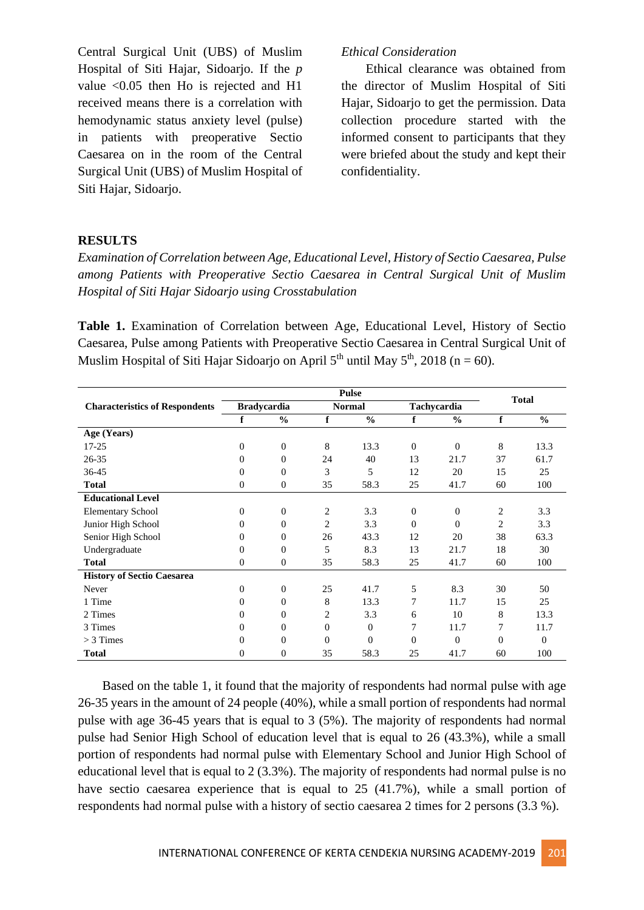Central Surgical Unit (UBS) of Muslim Hospital of Siti Hajar, Sidoarjo. If the *p* value <0.05 then Ho is rejected and H1 received means there is a correlation with hemodynamic status anxiety level (pulse) in patients with preoperative Sectio Caesarea on in the room of the Central Surgical Unit (UBS) of Muslim Hospital of Siti Hajar, Sidoarjo.

*Ethical Consideration*

Ethical clearance was obtained from the director of Muslim Hospital of Siti Hajar, Sidoarjo to get the permission. Data collection procedure started with the informed consent to participants that they were briefed about the study and kept their confidentiality.

## RESULTS

*Examination of Correlation between Age, Educational Level, History of Sectio Caesarea, Pulse among Patients with Preoperative Sectio Caesarea in Central Surgical Unit of Muslim Hospital of Siti Hajar Sidoarjo using Crosstabulation*

**Table 1.** Examination of Correlation between Age, Educational Level, History of Sectio Caesarea, Pulse among Patients with Preoperative Sectio Caesarea in Central Surgical Unit of Muslim Hospital of Siti Hajar Sidoarjo on April 5th until May 5th, 2018 (n = 60).

| Characteristics of Respondents | Pulse | | | | | | Total | |
|---|---|---|---|---|---|---|---|---|
| | Bradycardia | | Normal | | Tachycardia | | | |
| | f | % | f | % | f | % | f | % |
| **Age (Years)** | | | | | | | | |
| 17-25 | 0 | 0 | 8 | 13.3 | 0 | 0 | 8 | 13.3 |
| 26-35 | 0 | 0 | 24 | 40 | 13 | 21.7 | 37 | 61.7 |
| 36-45 | 0 | 0 | 3 | 5 | 12 | 20 | 15 | 25 |
| **Total** | 0 | 0 | 35 | 58.3 | 25 | 41.7 | 60 | 100 |
| **Educational Level** | | | | | | | | |
| Elementary School | 0 | 0 | 2 | 3.3 | 0 | 0 | 2 | 3.3 |
| Junior High School | 0 | 0 | 2 | 3.3 | 0 | 0 | 2 | 3.3 |
| Senior High School | 0 | 0 | 26 | 43.3 | 12 | 20 | 38 | 63.3 |
| Undergraduate | 0 | 0 | 5 | 8.3 | 13 | 21.7 | 18 | 30 |
| **Total** | 0 | 0 | 35 | 58.3 | 25 | 41.7 | 60 | 100 |
| **History of Sectio Caesarea** | | | | | | | | |
| Never | 0 | 0 | 25 | 41.7 | 5 | 8.3 | 30 | 50 |
| 1 Time | 0 | 0 | 8 | 13.3 | 7 | 11.7 | 15 | 25 |
| 2 Times | 0 | 0 | 2 | 3.3 | 6 | 10 | 8 | 13.3 |
| 3 Times | 0 | 0 | 0 | 0 | 7 | 11.7 | 7 | 11.7 |
| > 3 Times | 0 | 0 | 0 | 0 | 0 | 0 | 0 | 0 |
| **Total** | 0 | 0 | 35 | 58.3 | 25 | 41.7 | 60 | 100 |

Based on the table 1, it found that the majority of respondents had normal pulse with age 26-35 years in the amount of 24 people (40%), while a small portion of respondents had normal pulse with age 36-45 years that is equal to 3 (5%). The majority of respondents had normal pulse had Senior High School of education level that is equal to 26 (43.3%), while a small portion of respondents had normal pulse with Elementary School and Junior High School of educational level that is equal to 2 (3.3%). The majority of respondents had normal pulse is no have sectio caesarea experience that is equal to 25 (41.7%), while a small portion of respondents had normal pulse with a history of sectio caesarea 2 times for 2 persons (3.3 %).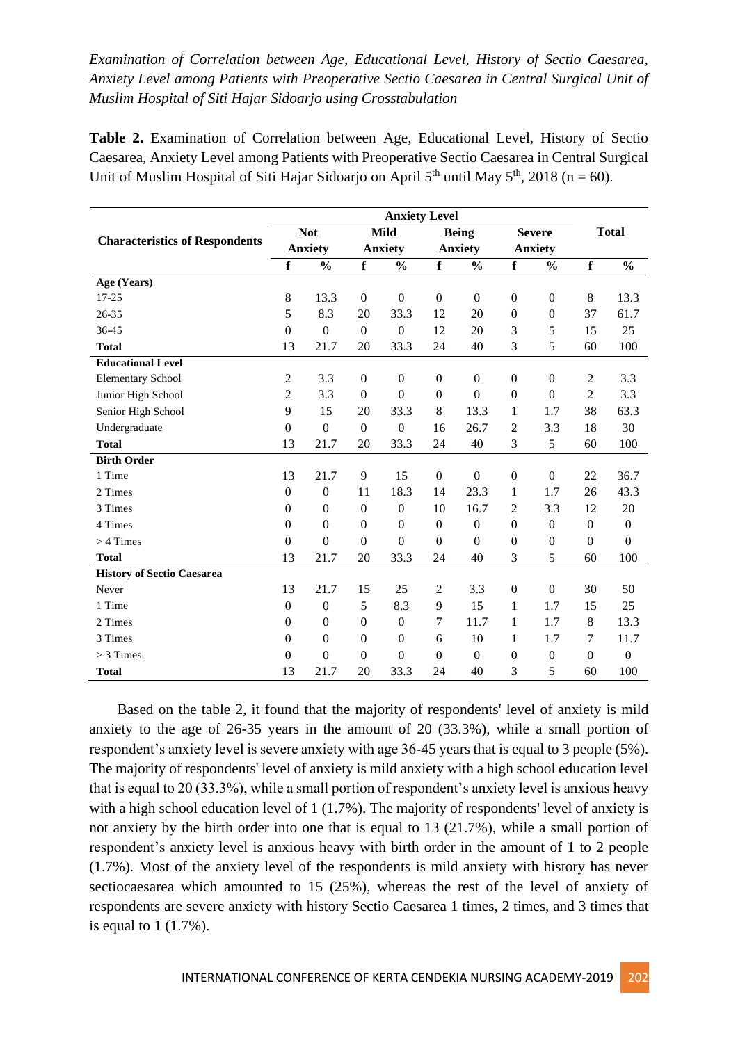*Examination of Correlation between Age, Educational Level, History of Sectio Caesarea, Anxiety Level among Patients with Preoperative Sectio Caesarea in Central Surgical Unit of Muslim Hospital of Siti Hajar Sidoarjo using Crosstabulation*

**Table 2.** Examination of Correlation between Age, Educational Level, History of Sectio Caesarea, Anxiety Level among Patients with Preoperative Sectio Caesarea in Central Surgical Unit of Muslim Hospital of Siti Hajar Sidoarjo on April 5th until May 5th, 2018 (n = 60).

| Characteristics of Respondents | Anxiety Level | | | | | | | | Total | |
|---|---|---|---|---|---|---|---|---|---|---|
| | Not Anxiety | | Mild Anxiety | | Being Anxiety | | Severe Anxiety | | | |
| | f | % | f | % | f | % | f | % | f | % |
| **Age (Years)** | | | | | | | | | | |
| 17-25 | 8 | 13.3 | 0 | 0 | 0 | 0 | 0 | 0 | 8 | 13.3 |
| 26-35 | 5 | 8.3 | 20 | 33.3 | 12 | 20 | 0 | 0 | 37 | 61.7 |
| 36-45 | 0 | 0 | 0 | 0 | 12 | 20 | 3 | 5 | 15 | 25 |
| **Total** | 13 | 21.7 | 20 | 33.3 | 24 | 40 | 3 | 5 | 60 | 100 |
| **Educational Level** | | | | | | | | | | |
| Elementary School | 2 | 3.3 | 0 | 0 | 0 | 0 | 0 | 0 | 2 | 3.3 |
| Junior High School | 2 | 3.3 | 0 | 0 | 0 | 0 | 0 | 0 | 2 | 3.3 |
| Senior High School | 9 | 15 | 20 | 33.3 | 8 | 13.3 | 1 | 1.7 | 38 | 63.3 |
| Undergraduate | 0 | 0 | 0 | 0 | 16 | 26.7 | 2 | 3.3 | 18 | 30 |
| **Total** | 13 | 21.7 | 20 | 33.3 | 24 | 40 | 3 | 5 | 60 | 100 |
| **Birth Order** | | | | | | | | | | |
| 1 Time | 13 | 21.7 | 9 | 15 | 0 | 0 | 0 | 0 | 22 | 36.7 |
| 2 Times | 0 | 0 | 11 | 18.3 | 14 | 23.3 | 1 | 1.7 | 26 | 43.3 |
| 3 Times | 0 | 0 | 0 | 0 | 10 | 16.7 | 2 | 3.3 | 12 | 20 |
| 4 Times | 0 | 0 | 0 | 0 | 0 | 0 | 0 | 0 | 0 | 0 |
| > 4 Times | 0 | 0 | 0 | 0 | 0 | 0 | 0 | 0 | 0 | 0 |
| **Total** | 13 | 21.7 | 20 | 33.3 | 24 | 40 | 3 | 5 | 60 | 100 |
| **History of Sectio Caesarea** | | | | | | | | | | |
| Never | 13 | 21.7 | 15 | 25 | 2 | 3.3 | 0 | 0 | 30 | 50 |
| 1 Time | 0 | 0 | 5 | 8.3 | 9 | 15 | 1 | 1.7 | 15 | 25 |
| 2 Times | 0 | 0 | 0 | 0 | 7 | 11.7 | 1 | 1.7 | 8 | 13.3 |
| 3 Times | 0 | 0 | 0 | 0 | 6 | 10 | 1 | 1.7 | 7 | 11.7 |
| > 3 Times | 0 | 0 | 0 | 0 | 0 | 0 | 0 | 0 | 0 | 0 |
| **Total** | 13 | 21.7 | 20 | 33.3 | 24 | 40 | 3 | 5 | 60 | 100 |

Based on the table 2, it found that the majority of respondents' level of anxiety is mild anxiety to the age of 26-35 years in the amount of 20 (33.3%), while a small portion of respondent's anxiety level is severe anxiety with age 36-45 years that is equal to 3 people (5%). The majority of respondents' level of anxiety is mild anxiety with a high school education level that is equal to 20 (33.3%), while a small portion of respondent's anxiety level is anxious heavy with a high school education level of 1 (1.7%). The majority of respondents' level of anxiety is not anxiety by the birth order into one that is equal to 13 (21.7%), while a small portion of respondent's anxiety level is anxious heavy with birth order in the amount of 1 to 2 people (1.7%). Most of the anxiety level of the respondents is mild anxiety with history has never sectiocaesarea which amounted to 15 (25%), whereas the rest of the level of anxiety of respondents are severe anxiety with history Sectio Caesarea 1 times, 2 times, and 3 times that is equal to 1 (1.7%).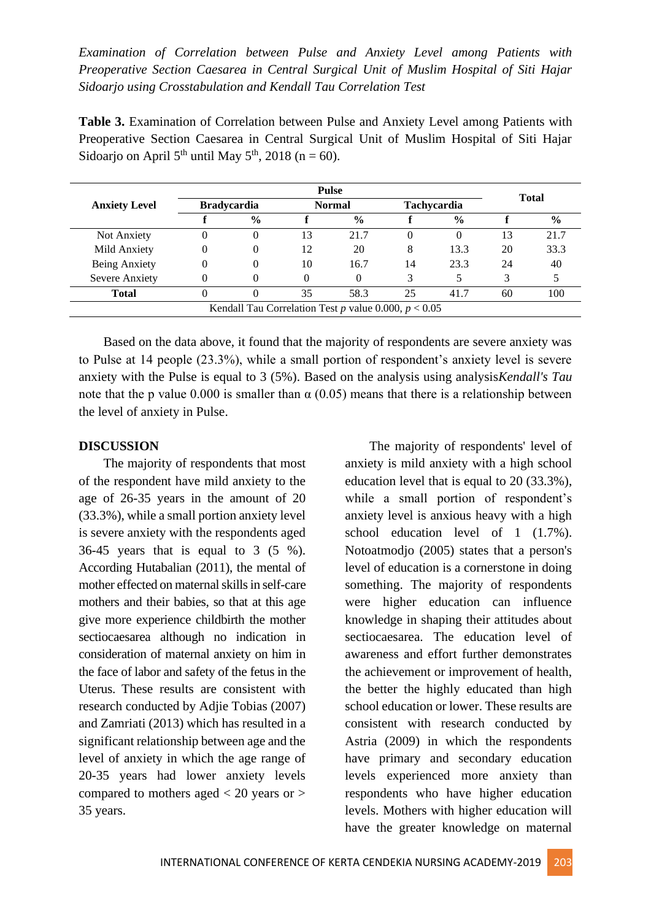*Examination of Correlation between Pulse and Anxiety Level among Patients with Preoperative Section Caesarea in Central Surgical Unit of Muslim Hospital of Siti Hajar Sidoarjo using Crosstabulation and Kendall Tau Correlation Test*

**Table 3.** Examination of Correlation between Pulse and Anxiety Level among Patients with Preoperative Section Caesarea in Central Surgical Unit of Muslim Hospital of Siti Hajar Sidoarjo on April 5th until May 5th, 2018 (n = 60).

| Anxiety Level | Pulse | | | | | | Total | |
|---|---|---|---|---|---|---|---|---|
| | Bradycardia | | Normal | | Tachycardia | | | |
| | f | % | f | % | f | % | f | % |
| Not Anxiety | 0 | 0 | 13 | 21.7 | 0 | 0 | 13 | 21.7 |
| Mild Anxiety | 0 | 0 | 12 | 20 | 8 | 13.3 | 20 | 33.3 |
| Being Anxiety | 0 | 0 | 10 | 16.7 | 14 | 23.3 | 24 | 40 |
| Severe Anxiety | 0 | 0 | 0 | 0 | 3 | 5 | 3 | 5 |
| **Total** | 0 | 0 | 35 | 58.3 | 25 | 41.7 | 60 | 100 |
| Kendall Tau Correlation Test *p* value 0.000, $p < 0.05$ | | | | | | | | |

Based on the data above, it found that the majority of respondents are severe anxiety was to Pulse at 14 people (23.3%), while a small portion of respondent's anxiety level is severe anxiety with the Pulse is equal to 3 (5%). Based on the analysis using analysis*Kendall's Tau* note that the p value 0.000 is smaller than α (0.05) means that there is a relationship between the level of anxiety in Pulse.

## DISCUSSION

The majority of respondents that most of the respondent have mild anxiety to the age of 26-35 years in the amount of 20 (33.3%), while a small portion anxiety level is severe anxiety with the respondents aged 36-45 years that is equal to 3 (5 %). According Hutabalian (2011), the mental of mother effected on maternal skills in self-care mothers and their babies, so that at this age give more experience childbirth the mother sectiocaesarea although no indication in consideration of maternal anxiety on him in the face of labor and safety of the fetus in the Uterus. These results are consistent with research conducted by Adjie Tobias (2007) and Zamriati (2013) which has resulted in a significant relationship between age and the level of anxiety in which the age range of 20-35 years had lower anxiety levels compared to mothers aged < 20 years or > 35 years.

The majority of respondents' level of anxiety is mild anxiety with a high school education level that is equal to 20 (33.3%), while a small portion of respondent's anxiety level is anxious heavy with a high school education level of 1 (1.7%). Notoatmodjo (2005) states that a person's level of education is a cornerstone in doing something. The majority of respondents were higher education can influence knowledge in shaping their attitudes about sectiocaesarea. The education level of awareness and effort further demonstrates the achievement or improvement of health, the better the highly educated than high school education or lower. These results are consistent with research conducted by Astria (2009) in which the respondents have primary and secondary education levels experienced more anxiety than respondents who have higher education levels. Mothers with higher education will have the greater knowledge on maternal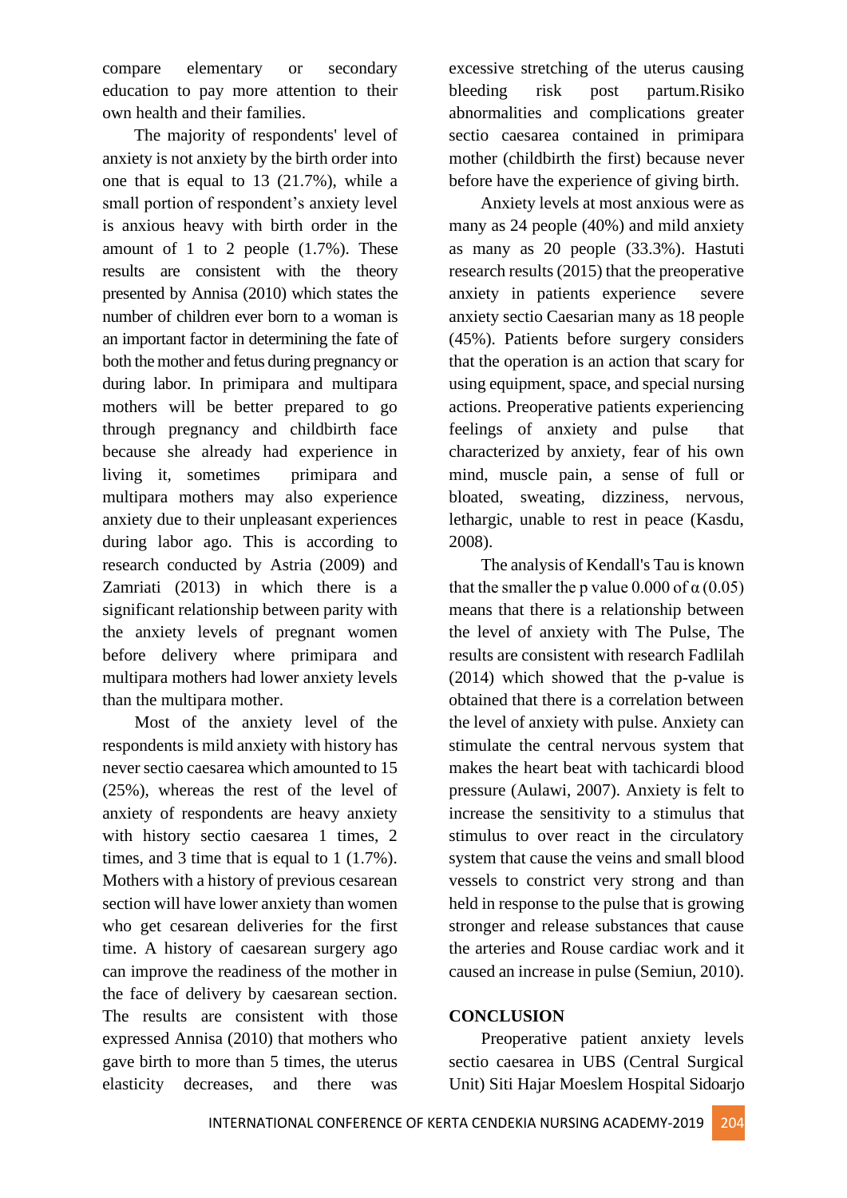compare elementary or secondary education to pay more attention to their own health and their families.

The majority of respondents' level of anxiety is not anxiety by the birth order into one that is equal to 13 (21.7%), while a small portion of respondent's anxiety level is anxious heavy with birth order in the amount of 1 to 2 people (1.7%). These results are consistent with the theory presented by Annisa (2010) which states the number of children ever born to a woman is an important factor in determining the fate of both the mother and fetus during pregnancy or during labor. In primipara and multipara mothers will be better prepared to go through pregnancy and childbirth face because she already had experience in living it, sometimes primipara and multipara mothers may also experience anxiety due to their unpleasant experiences during labor ago. This is according to research conducted by Astria (2009) and Zamriati (2013) in which there is a significant relationship between parity with the anxiety levels of pregnant women before delivery where primipara and multipara mothers had lower anxiety levels than the multipara mother.

Most of the anxiety level of the respondents is mild anxiety with history has never sectio caesarea which amounted to 15 (25%), whereas the rest of the level of anxiety of respondents are heavy anxiety with history sectio caesarea 1 times, 2 times, and 3 time that is equal to 1 (1.7%). Mothers with a history of previous cesarean section will have lower anxiety than women who get cesarean deliveries for the first time. A history of caesarean surgery ago can improve the readiness of the mother in the face of delivery by caesarean section. The results are consistent with those expressed Annisa (2010) that mothers who gave birth to more than 5 times, the uterus elasticity decreases, and there was excessive stretching of the uterus causing bleeding risk post partum.Risiko abnormalities and complications greater sectio caesarea contained in primipara mother (childbirth the first) because never before have the experience of giving birth.

Anxiety levels at most anxious were as many as 24 people (40%) and mild anxiety as many as 20 people (33.3%). Hastuti research results (2015) that the preoperative anxiety in patients experience severe anxiety sectio Caesarian many as 18 people (45%). Patients before surgery considers that the operation is an action that scary for using equipment, space, and special nursing actions. Preoperative patients experiencing feelings of anxiety and pulse that characterized by anxiety, fear of his own mind, muscle pain, a sense of full or bloated, sweating, dizziness, nervous, lethargic, unable to rest in peace (Kasdu, 2008).

The analysis of Kendall's Tau is known that the smaller the p value 0.000 of α (0.05) means that there is a relationship between the level of anxiety with The Pulse, The results are consistent with research Fadlilah (2014) which showed that the p-value is obtained that there is a correlation between the level of anxiety with pulse. Anxiety can stimulate the central nervous system that makes the heart beat with tachicardi blood pressure (Aulawi, 2007). Anxiety is felt to increase the sensitivity to a stimulus that stimulus to over react in the circulatory system that cause the veins and small blood vessels to constrict very strong and than held in response to the pulse that is growing stronger and release substances that cause the arteries and Rouse cardiac work and it caused an increase in pulse (Semiun, 2010).

## CONCLUSION

Preoperative patient anxiety levels sectio caesarea in UBS (Central Surgical Unit) Siti Hajar Moeslem Hospital Sidoarjo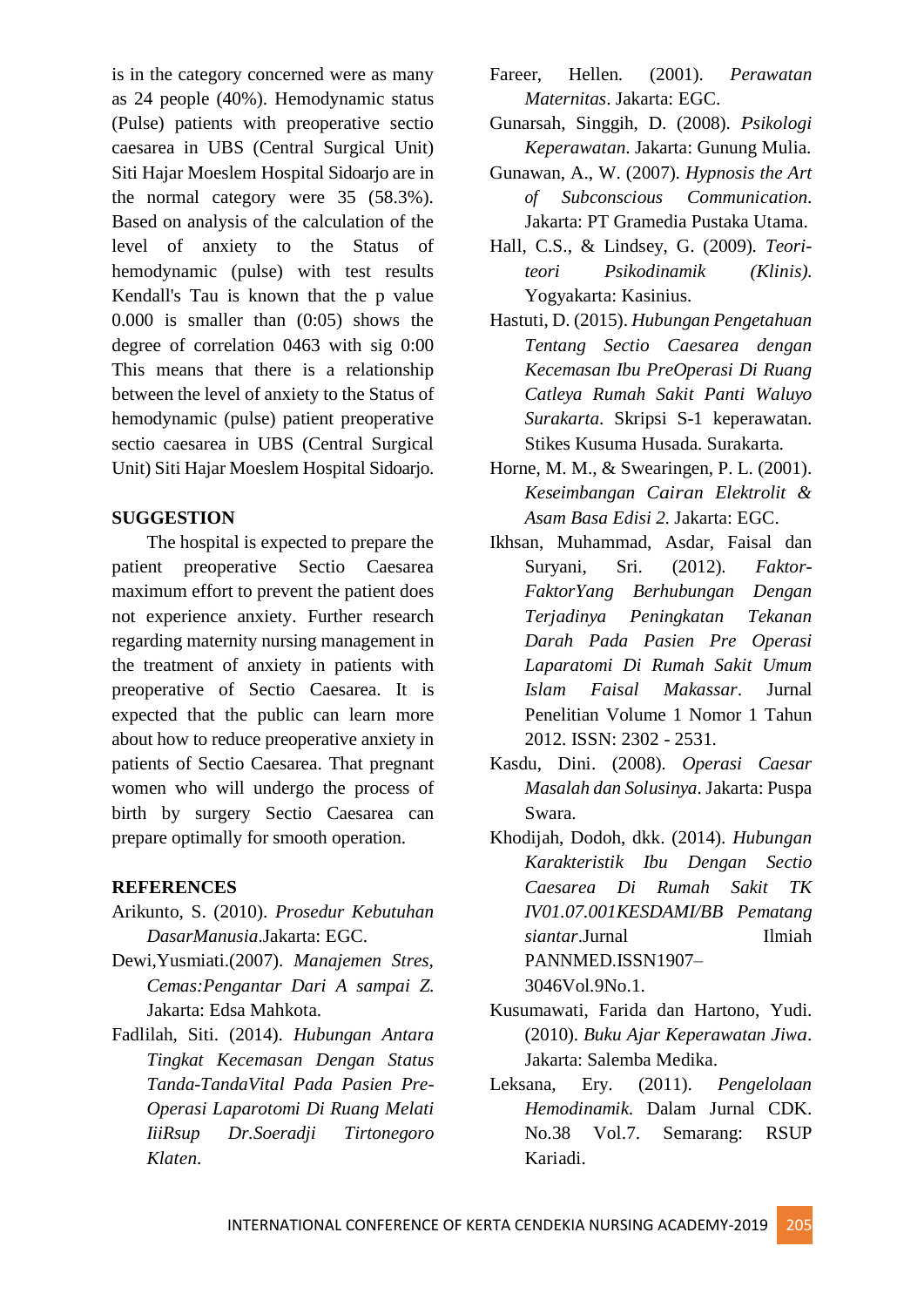is in the category concerned were as many as 24 people (40%). Hemodynamic status (Pulse) patients with preoperative sectio caesarea in UBS (Central Surgical Unit) Siti Hajar Moeslem Hospital Sidoarjo are in the normal category were 35 (58.3%). Based on analysis of the calculation of the level of anxiety to the Status of hemodynamic (pulse) with test results Kendall's Tau is known that the p value 0.000 is smaller than (0:05) shows the degree of correlation 0463 with sig 0:00 This means that there is a relationship between the level of anxiety to the Status of hemodynamic (pulse) patient preoperative sectio caesarea in UBS (Central Surgical Unit) Siti Hajar Moeslem Hospital Sidoarjo.

## SUGGESTION

The hospital is expected to prepare the patient preoperative Sectio Caesarea maximum effort to prevent the patient does not experience anxiety. Further research regarding maternity nursing management in the treatment of anxiety in patients with preoperative of Sectio Caesarea. It is expected that the public can learn more about how to reduce preoperative anxiety in patients of Sectio Caesarea. That pregnant women who will undergo the process of birth by surgery Sectio Caesarea can prepare optimally for smooth operation.

## REFERENCES

Arikunto, S. (2010). *Prosedur Kebutuhan DasarManusia*.Jakarta: EGC.

Dewi,Yusmiati.(2007). *Manajemen Stres, Cemas:Pengantar Dari A sampai Z.* Jakarta: Edsa Mahkota.

Fadlilah, Siti. (2014). *Hubungan Antara Tingkat Kecemasan Dengan Status Tanda-TandaVital Pada Pasien Pre-Operasi Laparotomi Di Ruang Melati IiiRsup Dr.Soeradji Tirtonegoro Klaten.*

Fareer, Hellen. (2001). *Perawatan Maternitas*. Jakarta: EGC.

Gunarsah, Singgih, D. (2008). *Psikologi Keperawatan*. Jakarta: Gunung Mulia.

Gunawan, A., W. (2007). *Hypnosis the Art of Subconscious Communication*. Jakarta: PT Gramedia Pustaka Utama.

Hall, C.S., & Lindsey, G. (2009). *Teori-teori Psikodinamik (Klinis).* Yogyakarta: Kasinius.

Hastuti, D. (2015). *Hubungan Pengetahuan Tentang Sectio Caesarea dengan Kecemasan Ibu PreOperasi Di Ruang Catleya Rumah Sakit Panti Waluyo Surakarta*. Skripsi S-1 keperawatan. Stikes Kusuma Husada. Surakarta.

Horne, M. M., & Swearingen, P. L. (2001). *Keseimbangan Cairan Elektrolit & Asam Basa Edisi 2.* Jakarta: EGC.

Ikhsan, Muhammad, Asdar, Faisal dan Suryani, Sri. (2012). *Faktor-FaktorYang Berhubungan Dengan Terjadinya Peningkatan Tekanan Darah Pada Pasien Pre Operasi Laparatomi Di Rumah Sakit Umum Islam Faisal Makassar*. Jurnal Penelitian Volume 1 Nomor 1 Tahun 2012. ISSN: 2302 - 2531.

Kasdu, Dini. (2008). *Operasi Caesar Masalah dan Solusinya*. Jakarta: Puspa Swara.

Khodijah, Dodoh, dkk. (2014). *Hubungan Karakteristik Ibu Dengan Sectio Caesarea Di Rumah Sakit TK IV01.07.001KESDAMI/BB Pematang siantar*.Jurnal Ilmiah PANNMED.ISSN1907–3046Vol.9No.1.

Kusumawati, Farida dan Hartono, Yudi. (2010). *Buku Ajar Keperawatan Jiwa*. Jakarta: Salemba Medika.

Leksana, Ery. (2011). *Pengelolaan Hemodinamik.* Dalam Jurnal CDK. No.38 Vol.7. Semarang: RSUP Kariadi.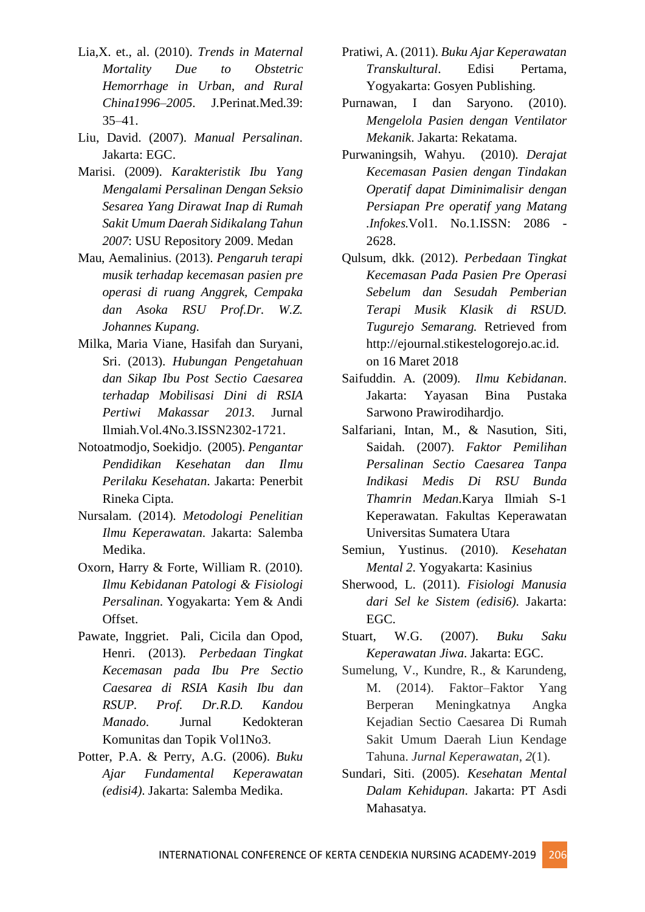Lia,X. et., al. (2010). *Trends in Maternal Mortality Due to Obstetric Hemorrhage in Urban, and Rural China1996–2005*. J.Perinat.Med.39: 35–41.

Liu, David. (2007). *Manual Persalinan*. Jakarta: EGC.

Marisi. (2009). *Karakteristik Ibu Yang Mengalami Persalinan Dengan Seksio Sesarea Yang Dirawat Inap di Rumah Sakit Umum Daerah Sidikalang Tahun 2007*: USU Repository 2009. Medan

Mau, Aemalinius. (2013). *Pengaruh terapi musik terhadap kecemasan pasien pre operasi di ruang Anggrek, Cempaka dan Asoka RSU Prof.Dr. W.Z. Johannes Kupang.*

Milka, Maria Viane, Hasifah dan Suryani, Sri. (2013). *Hubungan Pengetahuan dan Sikap Ibu Post Sectio Caesarea terhadap Mobilisasi Dini di RSIA Pertiwi Makassar 2013*. Jurnal Ilmiah.Vol.4No.3.ISSN2302-1721.

Notoatmodjo, Soekidjo. (2005). *Pengantar Pendidikan Kesehatan dan Ilmu Perilaku Kesehatan*. Jakarta: Penerbit Rineka Cipta.

Nursalam. (2014). *Metodologi Penelitian Ilmu Keperawatan*. Jakarta: Salemba Medika.

Oxorn, Harry & Forte, William R. (2010). *Ilmu Kebidanan Patologi & Fisiologi Persalinan*. Yogyakarta: Yem & Andi Offset.

Pawate, Inggriet. Pali, Cicila dan Opod, Henri. (2013). *Perbedaan Tingkat Kecemasan pada Ibu Pre Sectio Caesarea di RSIA Kasih Ibu dan RSUP. Prof. Dr.R.D. Kandou Manado*. Jurnal Kedokteran Komunitas dan Topik Vol1No3.

Potter, P.A. & Perry, A.G. (2006). *Buku Ajar Fundamental Keperawatan (edisi4)*. Jakarta: Salemba Medika.

Pratiwi, A. (2011). *Buku Ajar Keperawatan Transkultural*. Edisi Pertama, Yogyakarta: Gosyen Publishing.

Purnawan, I dan Saryono. (2010). *Mengelola Pasien dengan Ventilator Mekanik*. Jakarta: Rekatama.

Purwaningsih, Wahyu. (2010). *Derajat Kecemasan Pasien dengan Tindakan Operatif dapat Diminimalisir dengan Persiapan Pre operatif yang Matang .Infokes.*Vol1. No.1.ISSN: 2086 - 2628.

Qulsum, dkk. (2012). *Perbedaan Tingkat Kecemasan Pada Pasien Pre Operasi Sebelum dan Sesudah Pemberian Terapi Musik Klasik di RSUD. Tugurejo Semarang.* Retrieved from http://ejournal.stikestelogorejo.ac.id. on 16 Maret 2018

Saifuddin. A. (2009). *Ilmu Kebidanan*. Jakarta: Yayasan Bina Pustaka Sarwono Prawirodihardjo.

Salfariani, Intan, M., & Nasution, Siti, Saidah. (2007). *Faktor Pemilihan Persalinan Sectio Caesarea Tanpa Indikasi Medis Di RSU Bunda Thamrin Medan*.Karya Ilmiah S-1 Keperawatan. Fakultas Keperawatan Universitas Sumatera Utara

Semiun, Yustinus. (2010). *Kesehatan Mental 2*. Yogyakarta: Kasinius

Sherwood, L. (2011). *Fisiologi Manusia dari Sel ke Sistem (edisi6)*. Jakarta: EGC.

Stuart, W.G. (2007). *Buku Saku Keperawatan Jiwa*. Jakarta: EGC.

Sumelung, V., Kundre, R., & Karundeng, M. (2014). Faktor–Faktor Yang Berperan Meningkatnya Angka Kejadian Sectio Caesarea Di Rumah Sakit Umum Daerah Liun Kendage Tahuna. *Jurnal Keperawatan*, *2*(1).

Sundari, Siti. (2005). *Kesehatan Mental Dalam Kehidupan*. Jakarta: PT Asdi Mahasatya.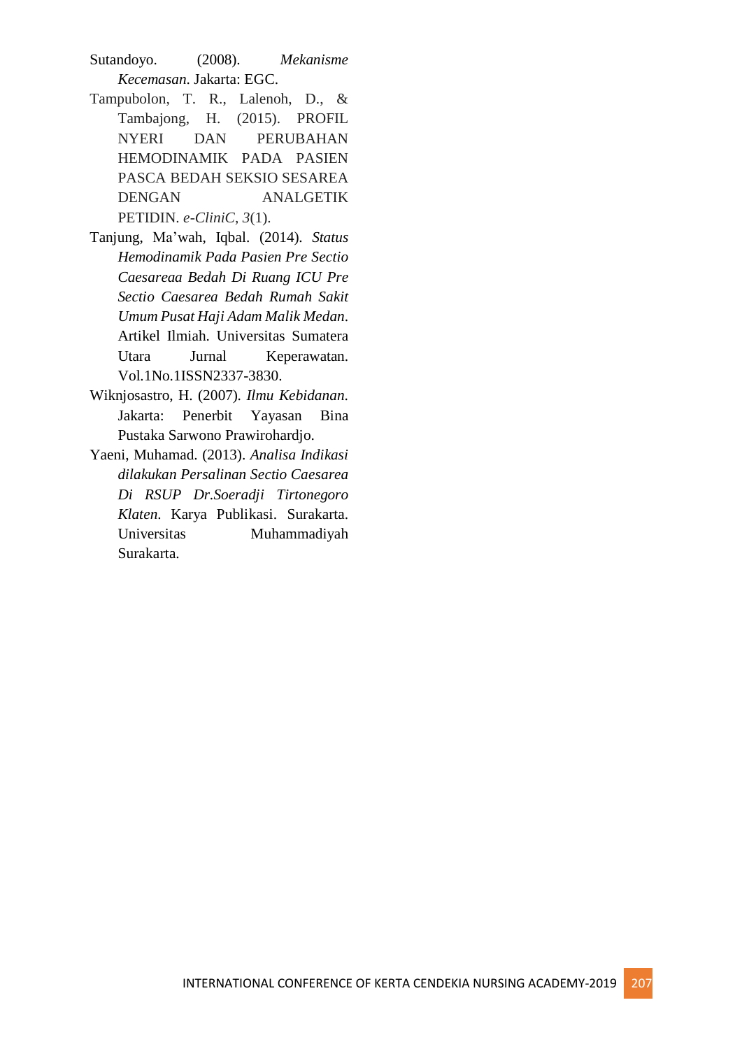Sutandoyo. (2008). *Mekanisme Kecemasan*. Jakarta: EGC.

Tampubolon, T. R., Lalenoh, D., & Tambajong, H. (2015). PROFIL NYERI DAN PERUBAHAN HEMODINAMIK PADA PASIEN PASCA BEDAH SEKSIO SESAREA DENGAN ANALGETIK PETIDIN. *e-CliniC*, *3*(1).

Tanjung, Ma'wah, Iqbal. (2014). *Status Hemodinamik Pada Pasien Pre Sectio Caesareaa Bedah Di Ruang ICU Pre Sectio Caesarea Bedah Rumah Sakit Umum Pusat Haji Adam Malik Medan*. Artikel Ilmiah. Universitas Sumatera Utara Jurnal Keperawatan. Vol.1No.1ISSN2337-3830.

Wiknjosastro, H. (2007). *Ilmu Kebidanan*. Jakarta: Penerbit Yayasan Bina Pustaka Sarwono Prawirohardjo.

Yaeni, Muhamad. (2013). *Analisa Indikasi dilakukan Persalinan Sectio Caesarea Di RSUP Dr.Soeradji Tirtonegoro Klaten*. Karya Publikasi. Surakarta. Universitas Muhammadiyah Surakarta.